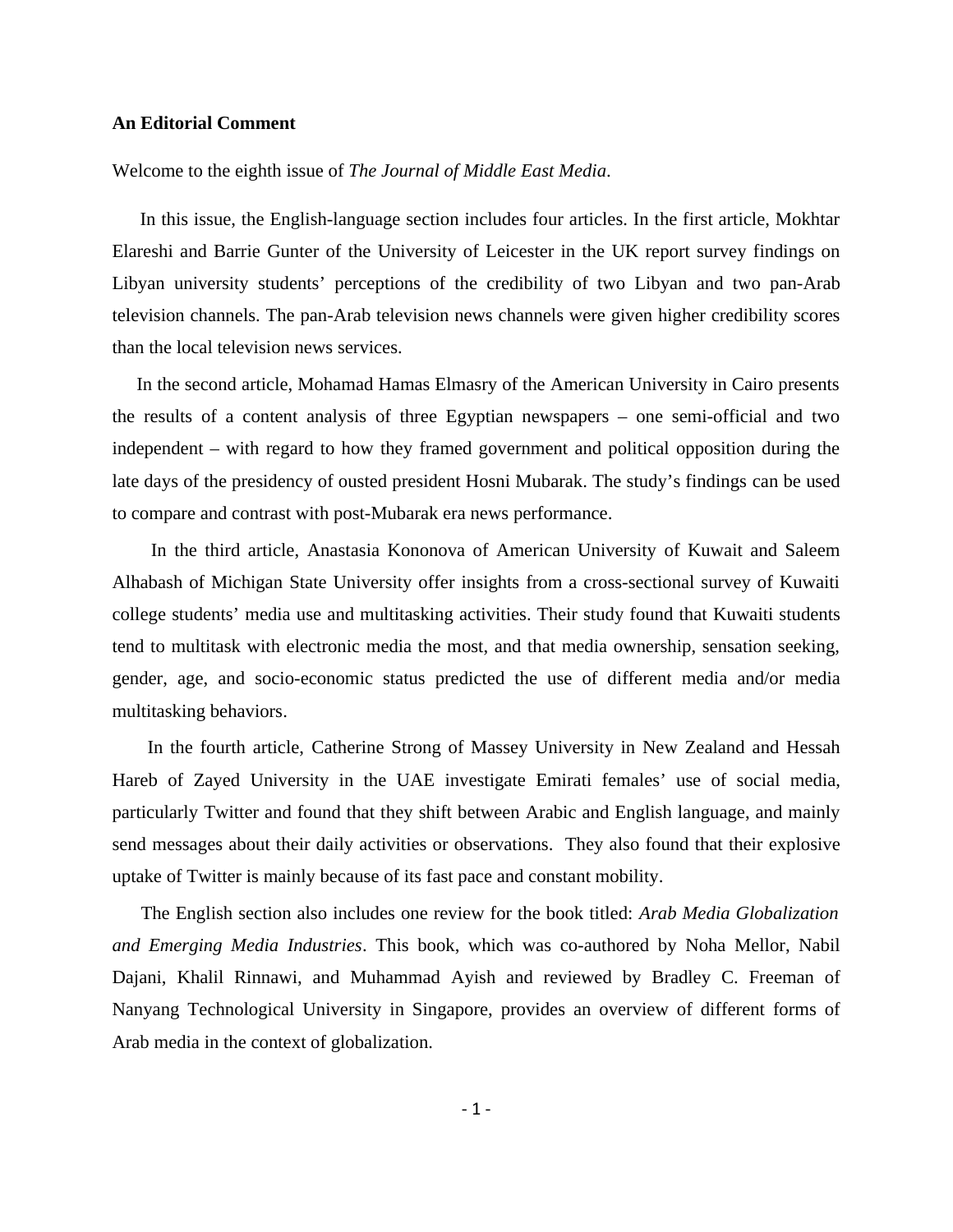**An Editorial Comment**

Welcome to the eighth issue of *The Journal of Middle East Media*.

In this issue, the English-language section includes four articles. In the first article, Mokhtar Elareshi and Barrie Gunter of the University of Leicester in the UK report survey findings on Libyan university students' perceptions of the credibility of two Libyan and two pan-Arab television channels. The pan-Arab television news channels were given higher credibility scores than the local television news services.

In the second article, Mohamad Hamas Elmasry of the American University in Cairo presents the results of a content analysis of three Egyptian newspapers – one semi-official and two independent – with regard to how they framed government and political opposition during the late days of the presidency of ousted president Hosni Mubarak. The study's findings can be used to compare and contrast with post-Mubarak era news performance.

In the third article, Anastasia Kononova of American University of Kuwait and Saleem Alhabash of Michigan State University offer insights from a cross-sectional survey of Kuwaiti college students' media use and multitasking activities. Their study found that Kuwaiti students tend to multitask with electronic media the most, and that media ownership, sensation seeking, gender, age, and socio-economic status predicted the use of different media and/or media multitasking behaviors.

In the fourth article, Catherine Strong of Massey University in New Zealand and Hessah Hareb of Zayed University in the UAE investigate Emirati females' use of social media, particularly Twitter and found that they shift between Arabic and English language, and mainly send messages about their daily activities or observations. They also found that their explosive uptake of Twitter is mainly because of its fast pace and constant mobility.

The English section also includes one review for the book titled: *Arab Media Globalization and Emerging Media Industries*. This book, which was co-authored by Noha Mellor, Nabil Dajani, Khalil Rinnawi, and Muhammad Ayish and reviewed by Bradley C. Freeman of Nanyang Technological University in Singapore, provides an overview of different forms of Arab media in the context of globalization.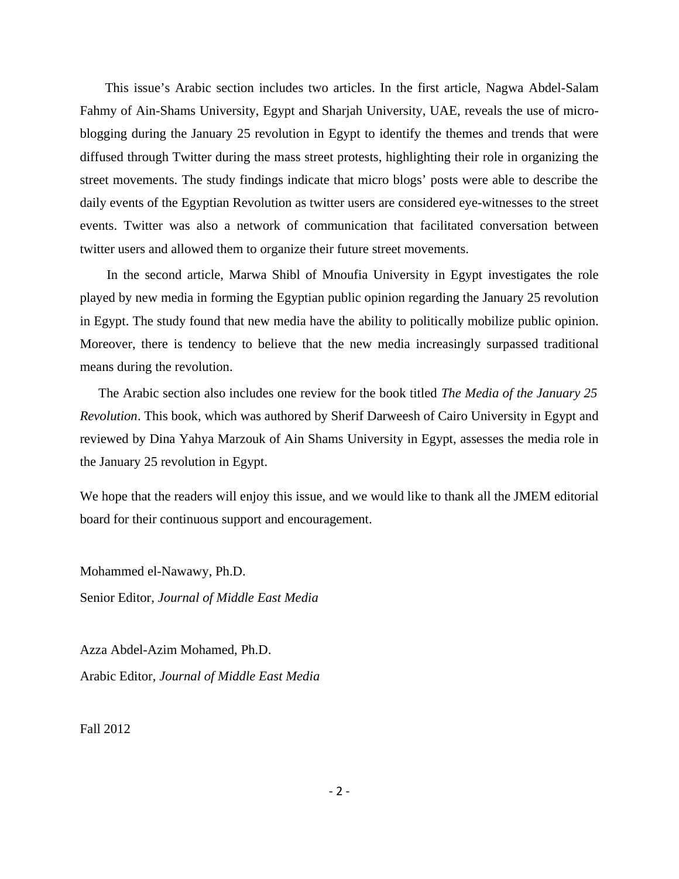This issue's Arabic section includes two articles. In the first article, Nagwa Abdel-Salam Fahmy of Ain-Shams University, Egypt and Sharjah University, UAE, reveals the use of micro-blogging during the January 25 revolution in Egypt to identify the themes and trends that were diffused through Twitter during the mass street protests, highlighting their role in organizing the street movements. The study findings indicate that micro blogs' posts were able to describe the daily events of the Egyptian Revolution as twitter users are considered eye-witnesses to the street events. Twitter was also a network of communication that facilitated conversation between twitter users and allowed them to organize their future street movements.

In the second article, Marwa Shibl of Mnoufia University in Egypt investigates the role played by new media in forming the Egyptian public opinion regarding the January 25 revolution in Egypt. The study found that new media have the ability to politically mobilize public opinion. Moreover, there is tendency to believe that the new media increasingly surpassed traditional means during the revolution.

The Arabic section also includes one review for the book titled *The Media of the January 25 Revolution*. This book, which was authored by Sherif Darweesh of Cairo University in Egypt and reviewed by Dina Yahya Marzouk of Ain Shams University in Egypt, assesses the media role in the January 25 revolution in Egypt.

We hope that the readers will enjoy this issue, and we would like to thank all the JMEM editorial board for their continuous support and encouragement.

Mohammed el-Nawawy, Ph.D.

Senior Editor, *Journal of Middle East Media*

Azza Abdel-Azim Mohamed, Ph.D.

Arabic Editor, *Journal of Middle East Media*

Fall 2012